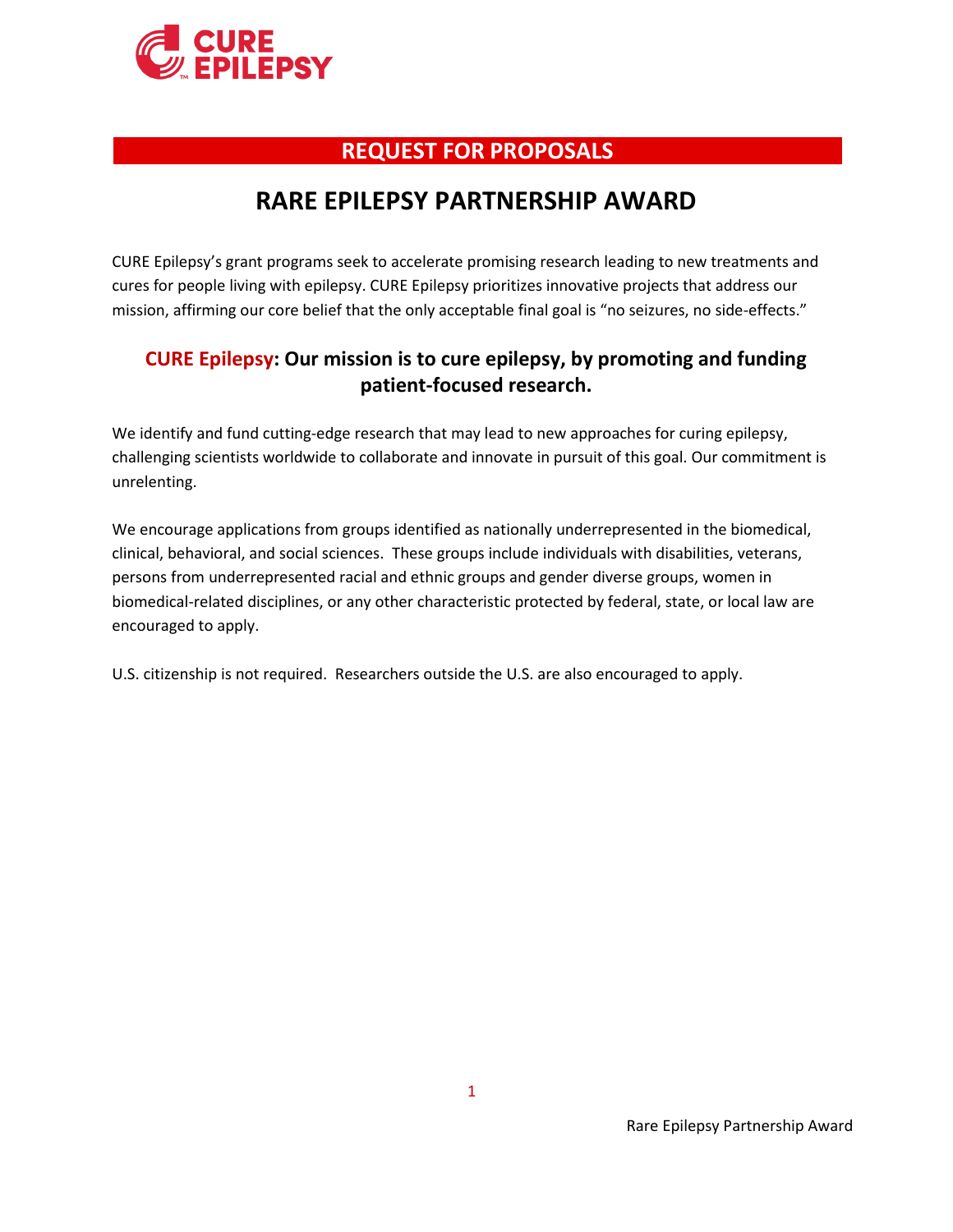CURE EPILEPSY

## REQUEST FOR PROPOSALS

# RARE EPILEPSY PARTNERSHIP AWARD

CURE Epilepsy's grant programs seek to accelerate promising research leading to new treatments and cures for people living with epilepsy. CURE Epilepsy prioritizes innovative projects that address our mission, affirming our core belief that the only acceptable final goal is "no seizures, no side-effects."

### CURE Epilepsy: Our mission is to cure epilepsy, by promoting and funding patient-focused research.

We identify and fund cutting-edge research that may lead to new approaches for curing epilepsy, challenging scientists worldwide to collaborate and innovate in pursuit of this goal. Our commitment is unrelenting.

We encourage applications from groups identified as nationally underrepresented in the biomedical, clinical, behavioral, and social sciences. These groups include individuals with disabilities, veterans, persons from underrepresented racial and ethnic groups and gender diverse groups, women in biomedical-related disciplines, or any other characteristic protected by federal, state, or local law are encouraged to apply.

U.S. citizenship is not required. Researchers outside the U.S. are also encouraged to apply.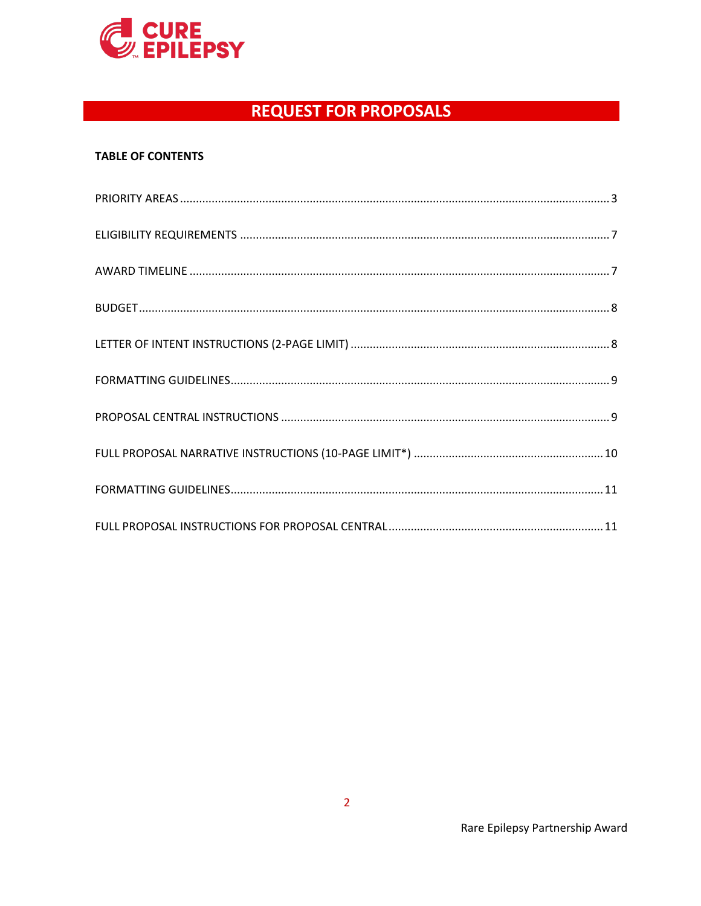# REQUEST FOR PROPOSALS

**TABLE OF CONTENTS**

PRIORITY AREAS ........ 3

ELIGIBILITY REQUIREMENTS ........ 7

AWARD TIMELINE ........ 7

BUDGET ........ 8

LETTER OF INTENT INSTRUCTIONS (2-PAGE LIMIT) ........ 8

FORMATTING GUIDELINES ........ 9

PROPOSAL CENTRAL INSTRUCTIONS ........ 9

FULL PROPOSAL NARRATIVE INSTRUCTIONS (10-PAGE LIMIT*) ........ 10

FORMATTING GUIDELINES ........ 11

FULL PROPOSAL INSTRUCTIONS FOR PROPOSAL CENTRAL ........ 11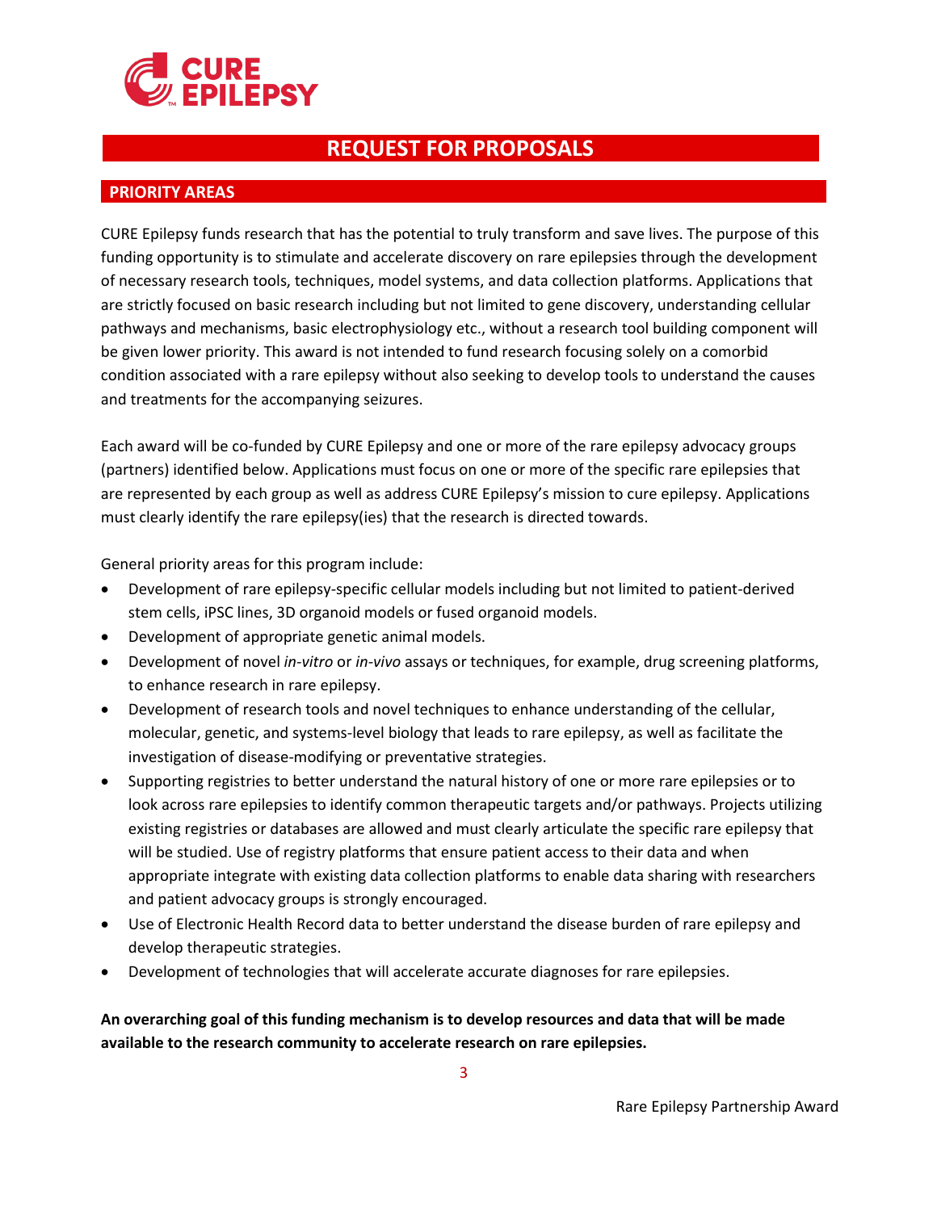# REQUEST FOR PROPOSALS

## PRIORITY AREAS

CURE Epilepsy funds research that has the potential to truly transform and save lives. The purpose of this funding opportunity is to stimulate and accelerate discovery on rare epilepsies through the development of necessary research tools, techniques, model systems, and data collection platforms. Applications that are strictly focused on basic research including but not limited to gene discovery, understanding cellular pathways and mechanisms, basic electrophysiology etc., without a research tool building component will be given lower priority. This award is not intended to fund research focusing solely on a comorbid condition associated with a rare epilepsy without also seeking to develop tools to understand the causes and treatments for the accompanying seizures.

Each award will be co-funded by CURE Epilepsy and one or more of the rare epilepsy advocacy groups (partners) identified below. Applications must focus on one or more of the specific rare epilepsies that are represented by each group as well as address CURE Epilepsy's mission to cure epilepsy. Applications must clearly identify the rare epilepsy(ies) that the research is directed towards.

General priority areas for this program include:

- Development of rare epilepsy-specific cellular models including but not limited to patient-derived stem cells, iPSC lines, 3D organoid models or fused organoid models.
- Development of appropriate genetic animal models.
- Development of novel *in-vitro* or *in-vivo* assays or techniques, for example, drug screening platforms, to enhance research in rare epilepsy.
- Development of research tools and novel techniques to enhance understanding of the cellular, molecular, genetic, and systems-level biology that leads to rare epilepsy, as well as facilitate the investigation of disease-modifying or preventative strategies.
- Supporting registries to better understand the natural history of one or more rare epilepsies or to look across rare epilepsies to identify common therapeutic targets and/or pathways. Projects utilizing existing registries or databases are allowed and must clearly articulate the specific rare epilepsy that will be studied. Use of registry platforms that ensure patient access to their data and when appropriate integrate with existing data collection platforms to enable data sharing with researchers and patient advocacy groups is strongly encouraged.
- Use of Electronic Health Record data to better understand the disease burden of rare epilepsy and develop therapeutic strategies.
- Development of technologies that will accelerate accurate diagnoses for rare epilepsies.

**An overarching goal of this funding mechanism is to develop resources and data that will be made available to the research community to accelerate research on rare epilepsies.**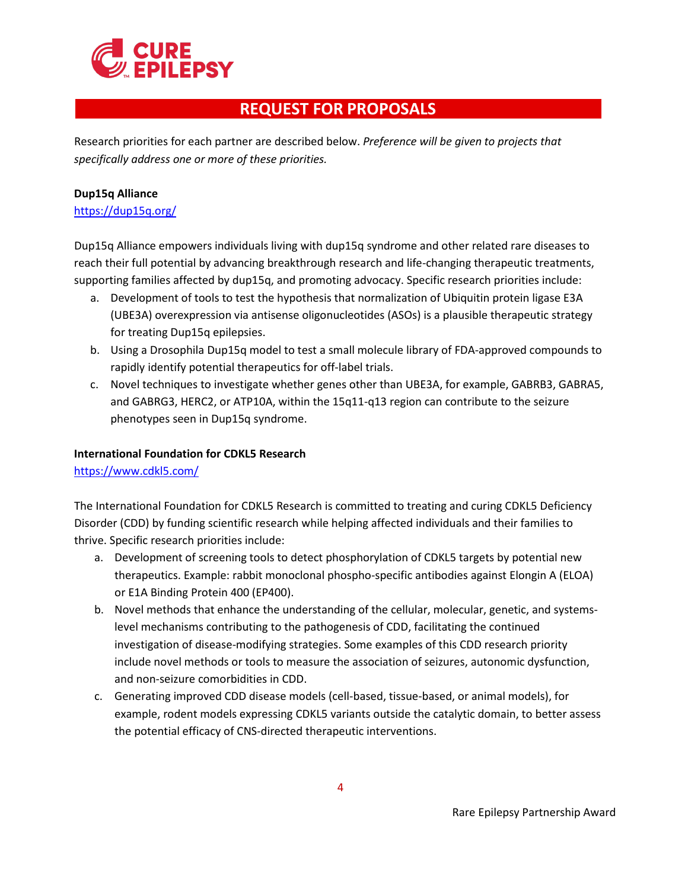## REQUEST FOR PROPOSALS

Research priorities for each partner are described below. *Preference will be given to projects that specifically address one or more of these priorities.*

**Dup15q Alliance**
[https://dup15q.org/](https://dup15q.org/)

Dup15q Alliance empowers individuals living with dup15q syndrome and other related rare diseases to reach their full potential by advancing breakthrough research and life-changing therapeutic treatments, supporting families affected by dup15q, and promoting advocacy. Specific research priorities include:

a. Development of tools to test the hypothesis that normalization of Ubiquitin protein ligase E3A (UBE3A) overexpression via antisense oligonucleotides (ASOs) is a plausible therapeutic strategy for treating Dup15q epilepsies.
b. Using a Drosophila Dup15q model to test a small molecule library of FDA-approved compounds to rapidly identify potential therapeutics for off-label trials.
c. Novel techniques to investigate whether genes other than UBE3A, for example, GABRB3, GABRA5, and GABRG3, HERC2, or ATP10A, within the 15q11-q13 region can contribute to the seizure phenotypes seen in Dup15q syndrome.

**International Foundation for CDKL5 Research**
[https://www.cdkl5.com/](https://www.cdkl5.com/)

The International Foundation for CDKL5 Research is committed to treating and curing CDKL5 Deficiency Disorder (CDD) by funding scientific research while helping affected individuals and their families to thrive. Specific research priorities include:

a. Development of screening tools to detect phosphorylation of CDKL5 targets by potential new therapeutics. Example: rabbit monoclonal phospho-specific antibodies against Elongin A (ELOA) or E1A Binding Protein 400 (EP400).
b. Novel methods that enhance the understanding of the cellular, molecular, genetic, and systems-level mechanisms contributing to the pathogenesis of CDD, facilitating the continued investigation of disease-modifying strategies. Some examples of this CDD research priority include novel methods or tools to measure the association of seizures, autonomic dysfunction, and non-seizure comorbidities in CDD.
c. Generating improved CDD disease models (cell-based, tissue-based, or animal models), for example, rodent models expressing CDKL5 variants outside the catalytic domain, to better assess the potential efficacy of CNS-directed therapeutic interventions.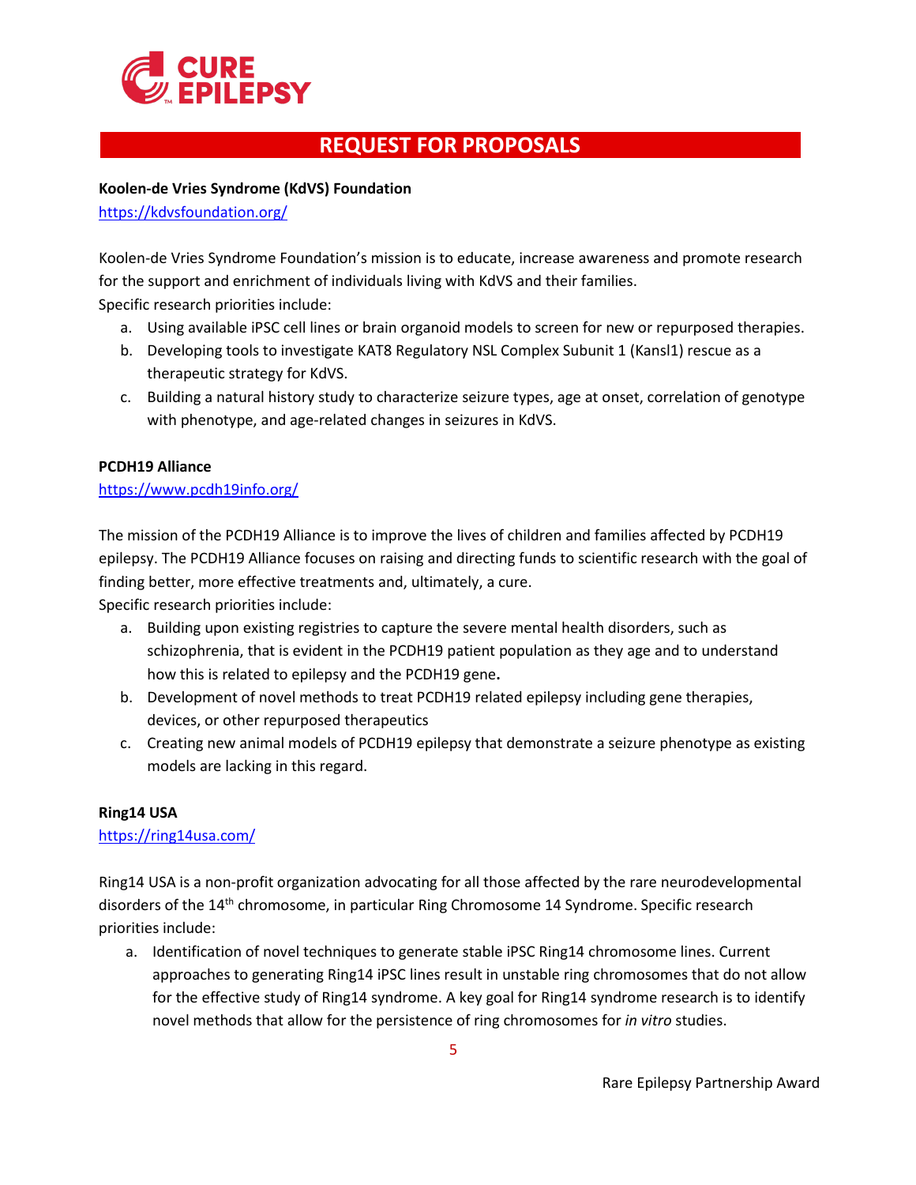# REQUEST FOR PROPOSALS

**Koolen-de Vries Syndrome (KdVS) Foundation**

https://kdvsfoundation.org/

Koolen-de Vries Syndrome Foundation's mission is to educate, increase awareness and promote research for the support and enrichment of individuals living with KdVS and their families.

Specific research priorities include:

a. Using available iPSC cell lines or brain organoid models to screen for new or repurposed therapies.
b. Developing tools to investigate KAT8 Regulatory NSL Complex Subunit 1 (Kansl1) rescue as a therapeutic strategy for KdVS.
c. Building a natural history study to characterize seizure types, age at onset, correlation of genotype with phenotype, and age-related changes in seizures in KdVS.

**PCDH19 Alliance**

https://www.pcdh19info.org/

The mission of the PCDH19 Alliance is to improve the lives of children and families affected by PCDH19 epilepsy. The PCDH19 Alliance focuses on raising and directing funds to scientific research with the goal of finding better, more effective treatments and, ultimately, a cure.

Specific research priorities include:

a. Building upon existing registries to capture the severe mental health disorders, such as schizophrenia, that is evident in the PCDH19 patient population as they age and to understand how this is related to epilepsy and the PCDH19 gene**.**
b. Development of novel methods to treat PCDH19 related epilepsy including gene therapies, devices, or other repurposed therapeutics
c. Creating new animal models of PCDH19 epilepsy that demonstrate a seizure phenotype as existing models are lacking in this regard.

**Ring14 USA**

https://ring14usa.com/

Ring14 USA is a non-profit organization advocating for all those affected by the rare neurodevelopmental disorders of the 14th chromosome, in particular Ring Chromosome 14 Syndrome. Specific research priorities include:

a. Identification of novel techniques to generate stable iPSC Ring14 chromosome lines. Current approaches to generating Ring14 iPSC lines result in unstable ring chromosomes that do not allow for the effective study of Ring14 syndrome. A key goal for Ring14 syndrome research is to identify novel methods that allow for the persistence of ring chromosomes for *in vitro* studies.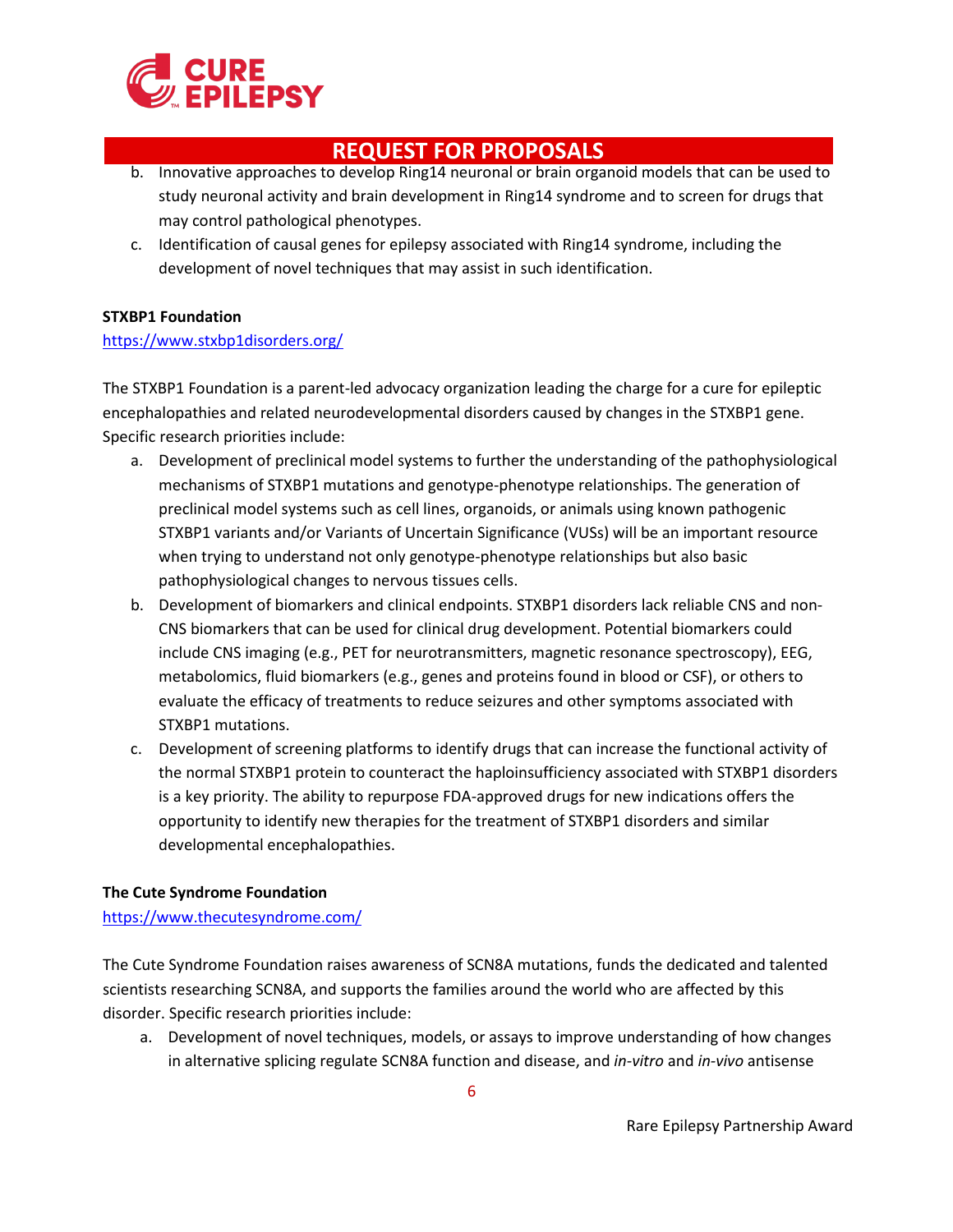b. Innovative approaches to develop Ring14 neuronal or brain organoid models that can be used to study neuronal activity and brain development in Ring14 syndrome and to screen for drugs that may control pathological phenotypes.

c. Identification of causal genes for epilepsy associated with Ring14 syndrome, including the development of novel techniques that may assist in such identification.

**STXBP1 Foundation**

https://www.stxbp1disorders.org/

The STXBP1 Foundation is a parent-led advocacy organization leading the charge for a cure for epileptic encephalopathies and related neurodevelopmental disorders caused by changes in the STXBP1 gene. Specific research priorities include:

a. Development of preclinical model systems to further the understanding of the pathophysiological mechanisms of STXBP1 mutations and genotype-phenotype relationships. The generation of preclinical model systems such as cell lines, organoids, or animals using known pathogenic STXBP1 variants and/or Variants of Uncertain Significance (VUSs) will be an important resource when trying to understand not only genotype-phenotype relationships but also basic pathophysiological changes to nervous tissues cells.

b. Development of biomarkers and clinical endpoints. STXBP1 disorders lack reliable CNS and non-CNS biomarkers that can be used for clinical drug development. Potential biomarkers could include CNS imaging (e.g., PET for neurotransmitters, magnetic resonance spectroscopy), EEG, metabolomics, fluid biomarkers (e.g., genes and proteins found in blood or CSF), or others to evaluate the efficacy of treatments to reduce seizures and other symptoms associated with STXBP1 mutations.

c. Development of screening platforms to identify drugs that can increase the functional activity of the normal STXBP1 protein to counteract the haploinsufficiency associated with STXBP1 disorders is a key priority. The ability to repurpose FDA-approved drugs for new indications offers the opportunity to identify new therapies for the treatment of STXBP1 disorders and similar developmental encephalopathies.

**The Cute Syndrome Foundation**

https://www.thecutesyndrome.com/

The Cute Syndrome Foundation raises awareness of SCN8A mutations, funds the dedicated and talented scientists researching SCN8A, and supports the families around the world who are affected by this disorder. Specific research priorities include:

a. Development of novel techniques, models, or assays to improve understanding of how changes in alternative splicing regulate SCN8A function and disease, and *in-vitro* and *in-vivo* antisense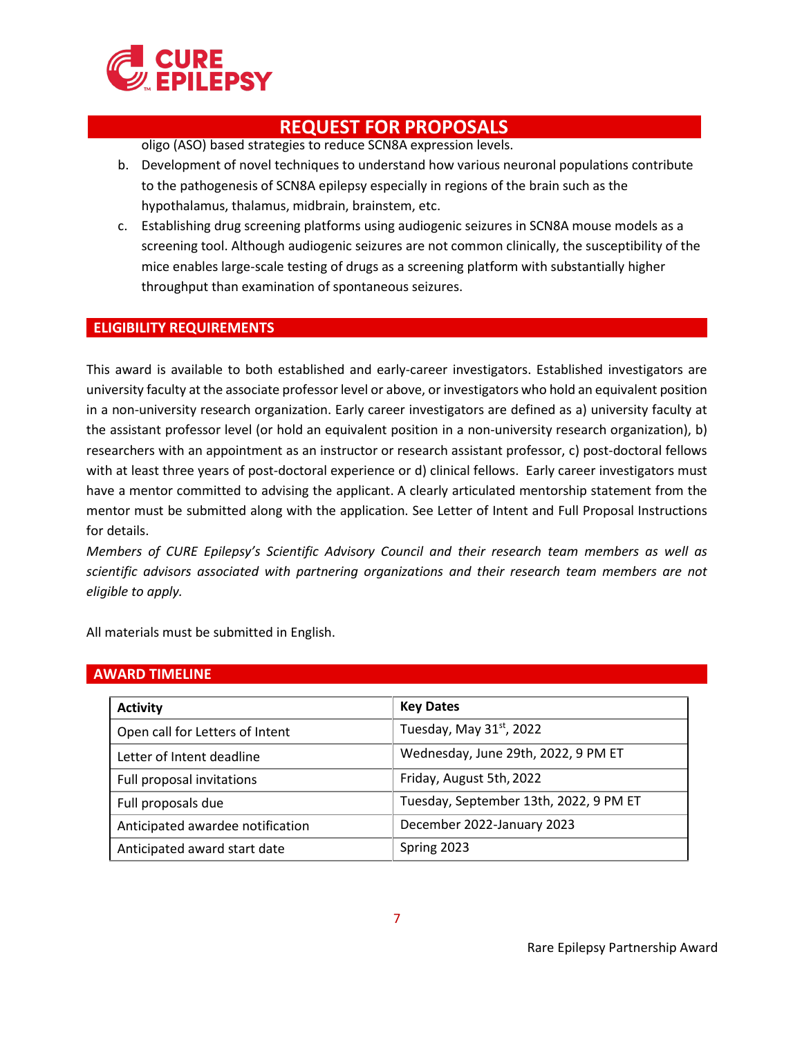oligo (ASO) based strategies to reduce SCN8A expression levels.

b. Development of novel techniques to understand how various neuronal populations contribute to the pathogenesis of SCN8A epilepsy especially in regions of the brain such as the hypothalamus, thalamus, midbrain, brainstem, etc.
c. Establishing drug screening platforms using audiogenic seizures in SCN8A mouse models as a screening tool. Although audiogenic seizures are not common clinically, the susceptibility of the mice enables large-scale testing of drugs as a screening platform with substantially higher throughput than examination of spontaneous seizures.

## ELIGIBILITY REQUIREMENTS

This award is available to both established and early-career investigators. Established investigators are university faculty at the associate professor level or above, or investigators who hold an equivalent position in a non-university research organization. Early career investigators are defined as a) university faculty at the assistant professor level (or hold an equivalent position in a non-university research organization), b) researchers with an appointment as an instructor or research assistant professor, c) post-doctoral fellows with at least three years of post-doctoral experience or d) clinical fellows. Early career investigators must have a mentor committed to advising the applicant. A clearly articulated mentorship statement from the mentor must be submitted along with the application. See Letter of Intent and Full Proposal Instructions for details.

*Members of CURE Epilepsy's Scientific Advisory Council and their research team members as well as scientific advisors associated with partnering organizations and their research team members are not eligible to apply.*

All materials must be submitted in English.

## AWARD TIMELINE

| Activity | Key Dates |
|---|---|
| Open call for Letters of Intent | Tuesday, May 31st, 2022 |
| Letter of Intent deadline | Wednesday, June 29th, 2022, 9 PM ET |
| Full proposal invitations | Friday, August 5th, 2022 |
| Full proposals due | Tuesday, September 13th, 2022, 9 PM ET |
| Anticipated awardee notification | December 2022-January 2023 |
| Anticipated award start date | Spring 2023 |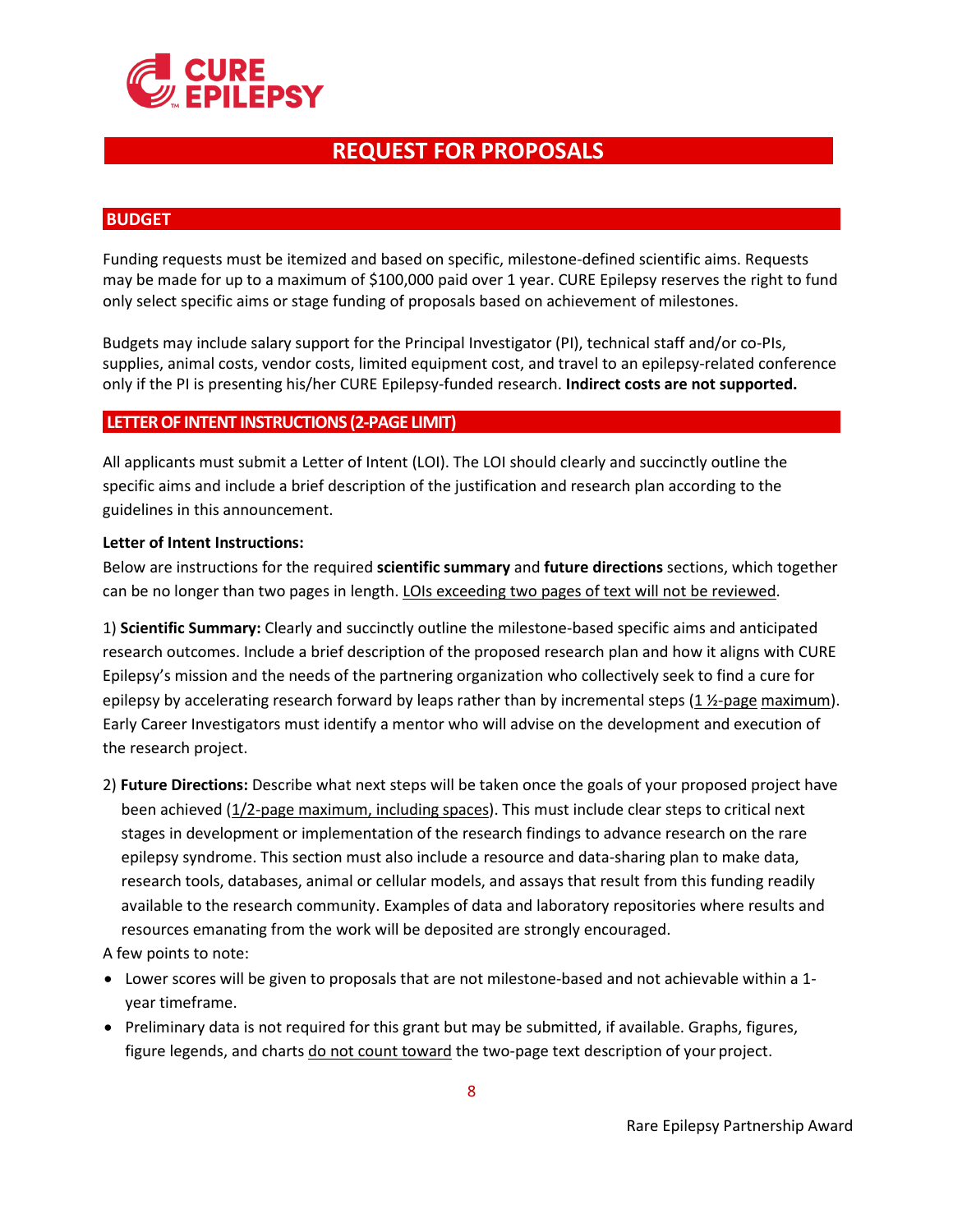## REQUEST FOR PROPOSALS

### BUDGET

Funding requests must be itemized and based on specific, milestone-defined scientific aims. Requests may be made for up to a maximum of $100,000 paid over 1 year. CURE Epilepsy reserves the right to fund only select specific aims or stage funding of proposals based on achievement of milestones.

Budgets may include salary support for the Principal Investigator (PI), technical staff and/or co-PIs, supplies, animal costs, vendor costs, limited equipment cost, and travel to an epilepsy-related conference only if the PI is presenting his/her CURE Epilepsy-funded research. **Indirect costs are not supported.**

### LETTER OF INTENT INSTRUCTIONS (2-PAGE LIMIT)

All applicants must submit a Letter of Intent (LOI). The LOI should clearly and succinctly outline the specific aims and include a brief description of the justification and research plan according to the guidelines in this announcement.

**Letter of Intent Instructions:**

Below are instructions for the required **scientific summary** and **future directions** sections, which together can be no longer than two pages in length. LOIs exceeding two pages of text will not be reviewed.

1) **Scientific Summary:** Clearly and succinctly outline the milestone-based specific aims and anticipated research outcomes. Include a brief description of the proposed research plan and how it aligns with CURE Epilepsy's mission and the needs of the partnering organization who collectively seek to find a cure for epilepsy by accelerating research forward by leaps rather than by incremental steps (1 ½-page maximum). Early Career Investigators must identify a mentor who will advise on the development and execution of the research project.

2) **Future Directions:** Describe what next steps will be taken once the goals of your proposed project have been achieved (1/2-page maximum, including spaces). This must include clear steps to critical next stages in development or implementation of the research findings to advance research on the rare epilepsy syndrome. This section must also include a resource and data-sharing plan to make data, research tools, databases, animal or cellular models, and assays that result from this funding readily available to the research community. Examples of data and laboratory repositories where results and resources emanating from the work will be deposited are strongly encouraged.

A few points to note:

- Lower scores will be given to proposals that are not milestone-based and not achievable within a 1-year timeframe.
- Preliminary data is not required for this grant but may be submitted, if available. Graphs, figures, figure legends, and charts do not count toward the two-page text description of your project.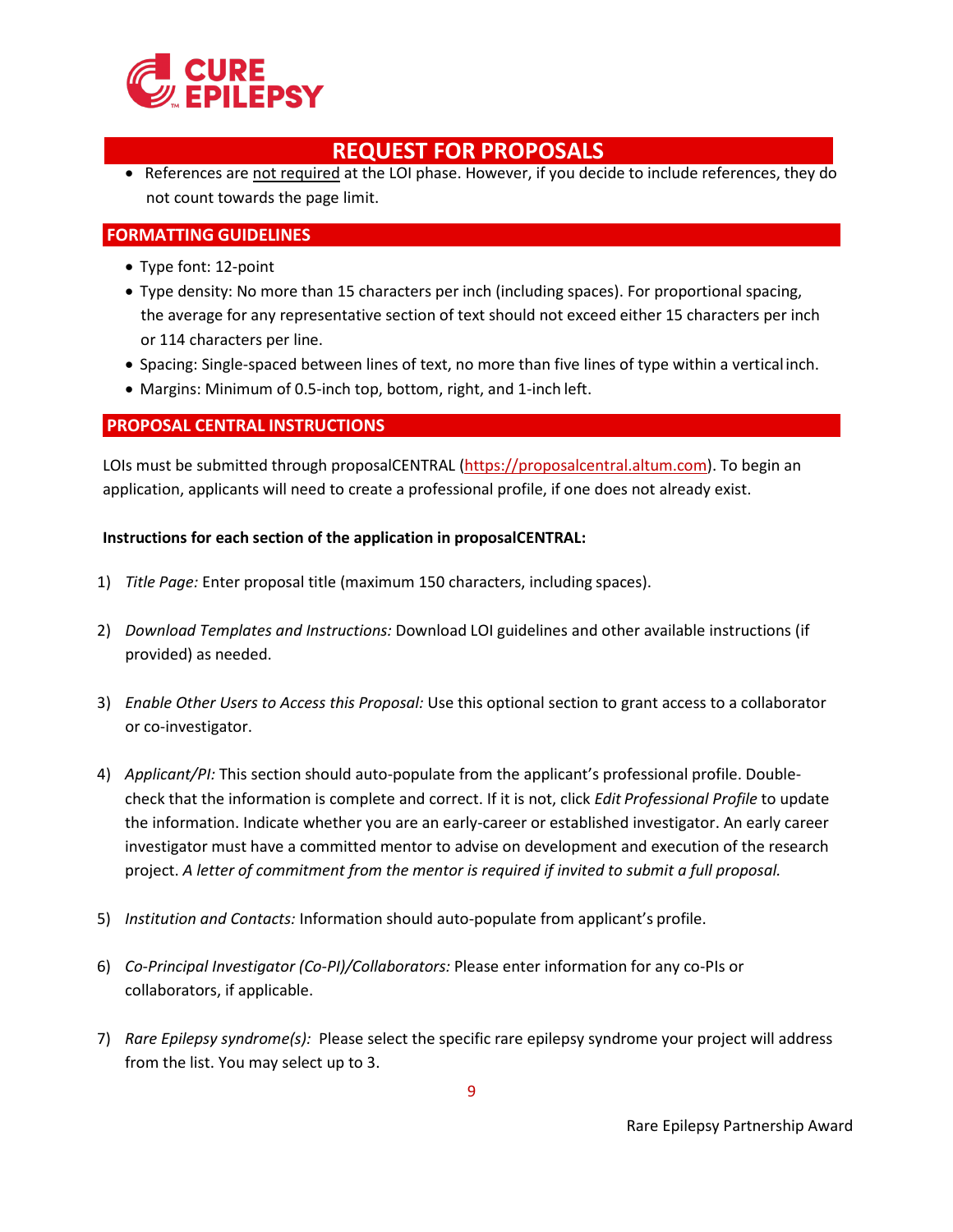- References are not required at the LOI phase. However, if you decide to include references, they do not count towards the page limit.

## FORMATTING GUIDELINES

- Type font: 12-point
- Type density: No more than 15 characters per inch (including spaces). For proportional spacing, the average for any representative section of text should not exceed either 15 characters per inch or 114 characters per line.
- Spacing: Single-spaced between lines of text, no more than five lines of type within a vertical inch.
- Margins: Minimum of 0.5-inch top, bottom, right, and 1-inch left.

## PROPOSAL CENTRAL INSTRUCTIONS

LOIs must be submitted through proposalCENTRAL (https://proposalcentral.altum.com). To begin an application, applicants will need to create a professional profile, if one does not already exist.

**Instructions for each section of the application in proposalCENTRAL:**

1) *Title Page:* Enter proposal title (maximum 150 characters, including spaces).

2) *Download Templates and Instructions:* Download LOI guidelines and other available instructions (if provided) as needed.

3) *Enable Other Users to Access this Proposal:* Use this optional section to grant access to a collaborator or co-investigator.

4) *Applicant/PI:* This section should auto-populate from the applicant's professional profile. Double-check that the information is complete and correct. If it is not, click *Edit Professional Profile* to update the information. Indicate whether you are an early-career or established investigator. An early career investigator must have a committed mentor to advise on development and execution of the research project. *A letter of commitment from the mentor is required if invited to submit a full proposal.*

5) *Institution and Contacts:* Information should auto-populate from applicant's profile.

6) *Co-Principal Investigator (Co-PI)/Collaborators:* Please enter information for any co-PIs or collaborators, if applicable.

7) *Rare Epilepsy syndrome(s):* Please select the specific rare epilepsy syndrome your project will address from the list. You may select up to 3.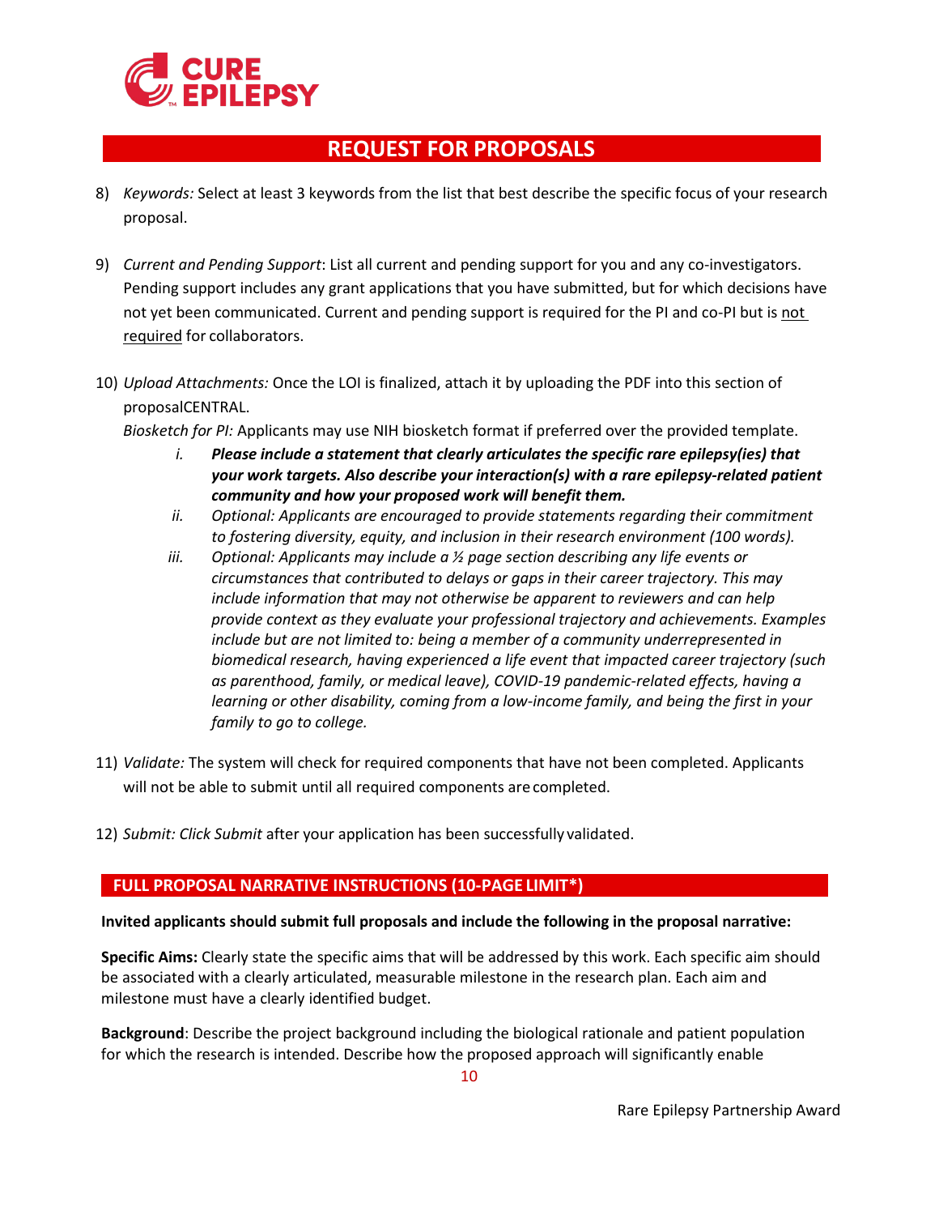8) *Keywords:* Select at least 3 keywords from the list that best describe the specific focus of your research proposal.

9) *Current and Pending Support*: List all current and pending support for you and any co-investigators. Pending support includes any grant applications that you have submitted, but for which decisions have not yet been communicated. Current and pending support is required for the PI and co-PI but is <u>not required</u> for collaborators.

10) *Upload Attachments:* Once the LOI is finalized, attach it by uploading the PDF into this section of proposalCENTRAL.
    *Biosketch for PI:* Applicants may use NIH biosketch format if preferred over the provided template.
    i. ***Please include a statement that clearly articulates the specific rare epilepsy(ies) that your work targets. Also describe your interaction(s) with a rare epilepsy-related patient community and how your proposed work will benefit them.***
    ii. *Optional: Applicants are encouraged to provide statements regarding their commitment to fostering diversity, equity, and inclusion in their research environment (100 words).*
    iii. *Optional: Applicants may include a ½ page section describing any life events or circumstances that contributed to delays or gaps in their career trajectory. This may include information that may not otherwise be apparent to reviewers and can help provide context as they evaluate your professional trajectory and achievements. Examples include but are not limited to: being a member of a community underrepresented in biomedical research, having experienced a life event that impacted career trajectory (such as parenthood, family, or medical leave), COVID-19 pandemic-related effects, having a learning or other disability, coming from a low-income family, and being the first in your family to go to college.*

11) *Validate:* The system will check for required components that have not been completed. Applicants will not be able to submit until all required components are completed.

12) *Submit: Click Submit* after your application has been successfully validated.

## FULL PROPOSAL NARRATIVE INSTRUCTIONS (10-PAGE LIMIT*)

**Invited applicants should submit full proposals and include the following in the proposal narrative:**

**Specific Aims:** Clearly state the specific aims that will be addressed by this work. Each specific aim should be associated with a clearly articulated, measurable milestone in the research plan. Each aim and milestone must have a clearly identified budget.

**Background**: Describe the project background including the biological rationale and patient population for which the research is intended. Describe how the proposed approach will significantly enable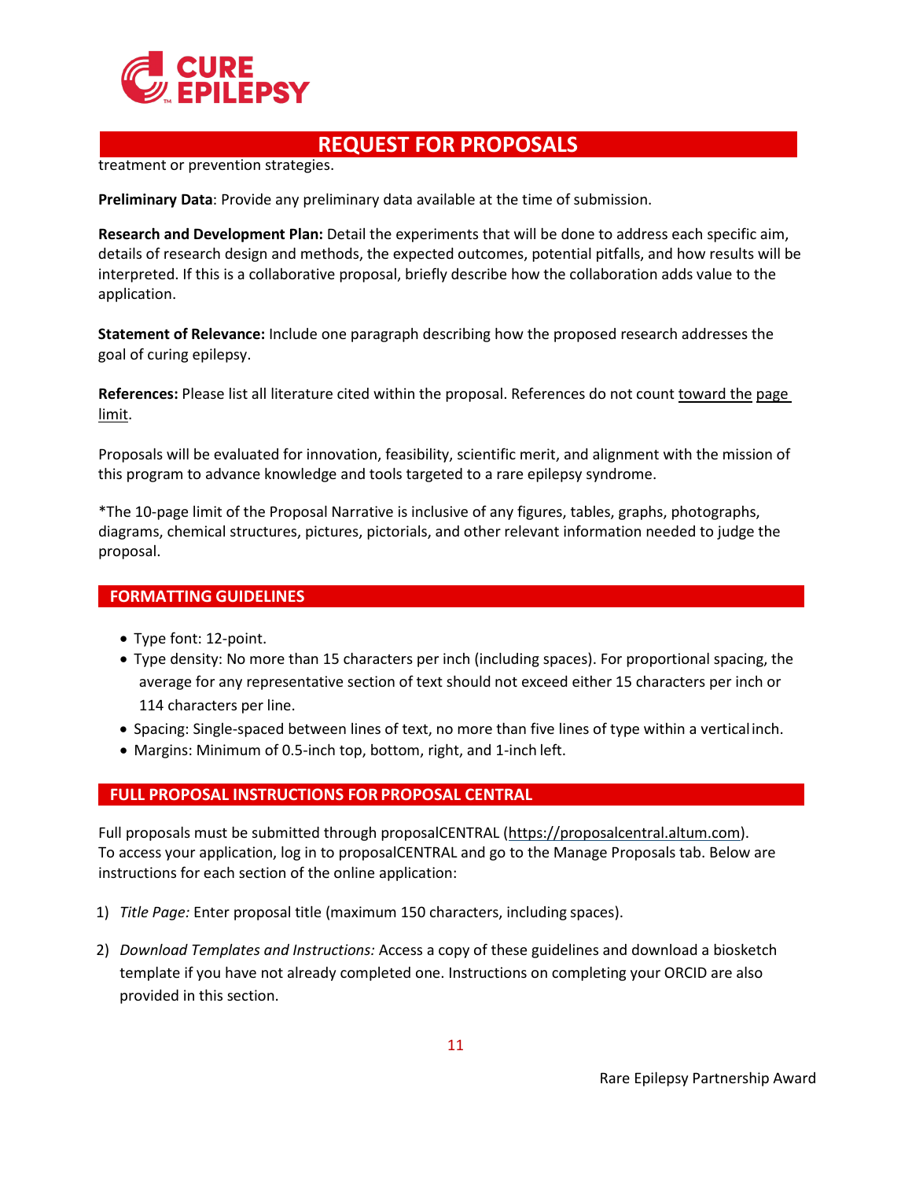treatment or prevention strategies.

**Preliminary Data**: Provide any preliminary data available at the time of submission.

**Research and Development Plan:** Detail the experiments that will be done to address each specific aim, details of research design and methods, the expected outcomes, potential pitfalls, and how results will be interpreted. If this is a collaborative proposal, briefly describe how the collaboration adds value to the application.

**Statement of Relevance:** Include one paragraph describing how the proposed research addresses the goal of curing epilepsy.

**References:** Please list all literature cited within the proposal. References do not count toward the page limit.

Proposals will be evaluated for innovation, feasibility, scientific merit, and alignment with the mission of this program to advance knowledge and tools targeted to a rare epilepsy syndrome.

*The 10-page limit of the Proposal Narrative is inclusive of any figures, tables, graphs, photographs, diagrams, chemical structures, pictures, pictorials, and other relevant information needed to judge the proposal.

## FORMATTING GUIDELINES

- Type font: 12-point.
- Type density: No more than 15 characters per inch (including spaces). For proportional spacing, the average for any representative section of text should not exceed either 15 characters per inch or 114 characters per line.
- Spacing: Single-spaced between lines of text, no more than five lines of type within a vertical inch.
- Margins: Minimum of 0.5-inch top, bottom, right, and 1-inch left.

## FULL PROPOSAL INSTRUCTIONS FOR PROPOSAL CENTRAL

Full proposals must be submitted through proposalCENTRAL (https://proposalcentral.altum.com). To access your application, log in to proposalCENTRAL and go to the Manage Proposals tab. Below are instructions for each section of the online application:

1) *Title Page:* Enter proposal title (maximum 150 characters, including spaces).

2) *Download Templates and Instructions:* Access a copy of these guidelines and download a biosketch template if you have not already completed one. Instructions on completing your ORCID are also provided in this section.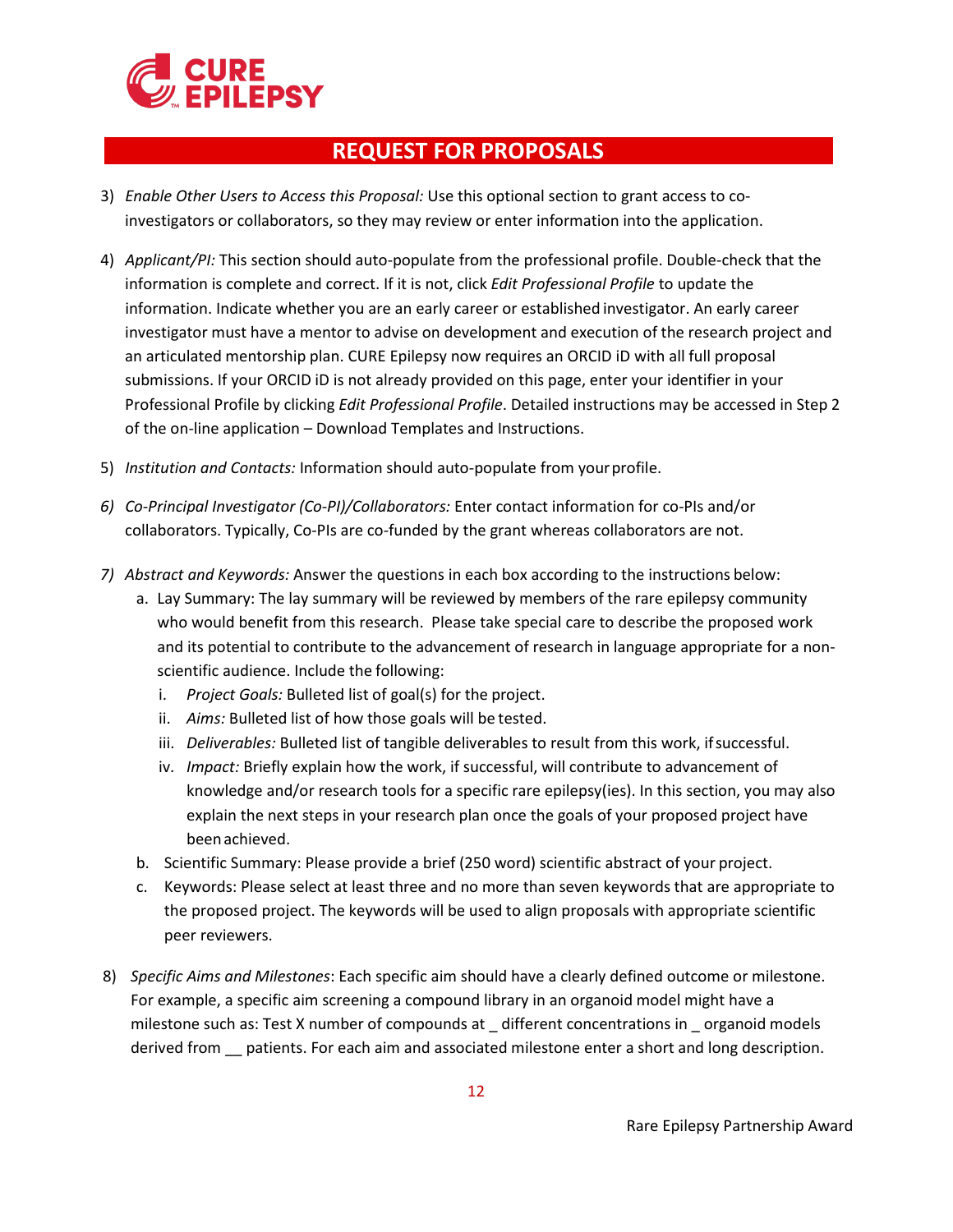## REQUEST FOR PROPOSALS

3) *Enable Other Users to Access this Proposal:* Use this optional section to grant access to co-investigators or collaborators, so they may review or enter information into the application.

4) *Applicant/PI:* This section should auto-populate from the professional profile. Double-check that the information is complete and correct. If it is not, click *Edit Professional Profile* to update the information. Indicate whether you are an early career or established investigator. An early career investigator must have a mentor to advise on development and execution of the research project and an articulated mentorship plan. CURE Epilepsy now requires an ORCID iD with all full proposal submissions. If your ORCID iD is not already provided on this page, enter your identifier in your Professional Profile by clicking *Edit Professional Profile*. Detailed instructions may be accessed in Step 2 of the on-line application – Download Templates and Instructions.

5) *Institution and Contacts:* Information should auto-populate from your profile.

6) *Co-Principal Investigator (Co-PI)/Collaborators:* Enter contact information for co-PIs and/or collaborators. Typically, Co-PIs are co-funded by the grant whereas collaborators are not.

7) *Abstract and Keywords:* Answer the questions in each box according to the instructions below:
   a. Lay Summary: The lay summary will be reviewed by members of the rare epilepsy community who would benefit from this research. Please take special care to describe the proposed work and its potential to contribute to the advancement of research in language appropriate for a non-scientific audience. Include the following:
      i. *Project Goals:* Bulleted list of goal(s) for the project.
      ii. *Aims:* Bulleted list of how those goals will be tested.
      iii. *Deliverables:* Bulleted list of tangible deliverables to result from this work, if successful.
      iv. *Impact:* Briefly explain how the work, if successful, will contribute to advancement of knowledge and/or research tools for a specific rare epilepsy(ies). In this section, you may also explain the next steps in your research plan once the goals of your proposed project have been achieved.
   b. Scientific Summary: Please provide a brief (250 word) scientific abstract of your project.
   c. Keywords: Please select at least three and no more than seven keywords that are appropriate to the proposed project. The keywords will be used to align proposals with appropriate scientific peer reviewers.

8) *Specific Aims and Milestones*: Each specific aim should have a clearly defined outcome or milestone. For example, a specific aim screening a compound library in an organoid model might have a milestone such as: Test X number of compounds at _ different concentrations in _ organoid models derived from __ patients. For each aim and associated milestone enter a short and long description.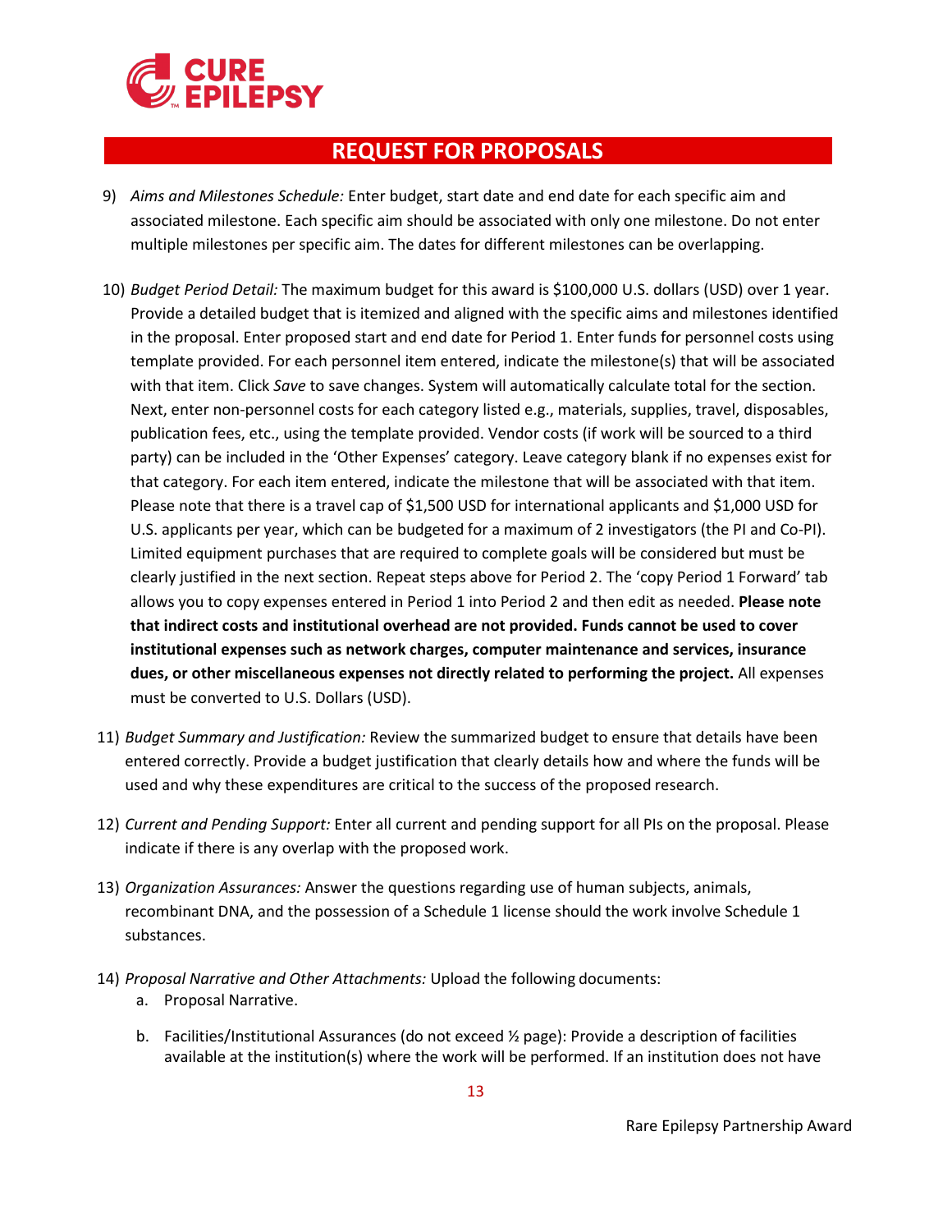9) *Aims and Milestones Schedule:* Enter budget, start date and end date for each specific aim and associated milestone. Each specific aim should be associated with only one milestone. Do not enter multiple milestones per specific aim. The dates for different milestones can be overlapping.

10) *Budget Period Detail:* The maximum budget for this award is $100,000 U.S. dollars (USD) over 1 year. Provide a detailed budget that is itemized and aligned with the specific aims and milestones identified in the proposal. Enter proposed start and end date for Period 1. Enter funds for personnel costs using template provided. For each personnel item entered, indicate the milestone(s) that will be associated with that item. Click *Save* to save changes. System will automatically calculate total for the section. Next, enter non-personnel costs for each category listed e.g., materials, supplies, travel, disposables, publication fees, etc., using the template provided. Vendor costs (if work will be sourced to a third party) can be included in the 'Other Expenses' category. Leave category blank if no expenses exist for that category. For each item entered, indicate the milestone that will be associated with that item. Please note that there is a travel cap of $1,500 USD for international applicants and $1,000 USD for U.S. applicants per year, which can be budgeted for a maximum of 2 investigators (the PI and Co-PI). Limited equipment purchases that are required to complete goals will be considered but must be clearly justified in the next section. Repeat steps above for Period 2. The 'copy Period 1 Forward' tab allows you to copy expenses entered in Period 1 into Period 2 and then edit as needed. **Please note that indirect costs and institutional overhead are not provided. Funds cannot be used to cover institutional expenses such as network charges, computer maintenance and services, insurance dues, or other miscellaneous expenses not directly related to performing the project.** All expenses must be converted to U.S. Dollars (USD).

11) *Budget Summary and Justification:* Review the summarized budget to ensure that details have been entered correctly. Provide a budget justification that clearly details how and where the funds will be used and why these expenditures are critical to the success of the proposed research.

12) *Current and Pending Support:* Enter all current and pending support for all PIs on the proposal. Please indicate if there is any overlap with the proposed work.

13) *Organization Assurances:* Answer the questions regarding use of human subjects, animals, recombinant DNA, and the possession of a Schedule 1 license should the work involve Schedule 1 substances.

14) *Proposal Narrative and Other Attachments:* Upload the following documents:
    a. Proposal Narrative.
    b. Facilities/Institutional Assurances (do not exceed ½ page): Provide a description of facilities available at the institution(s) where the work will be performed. If an institution does not have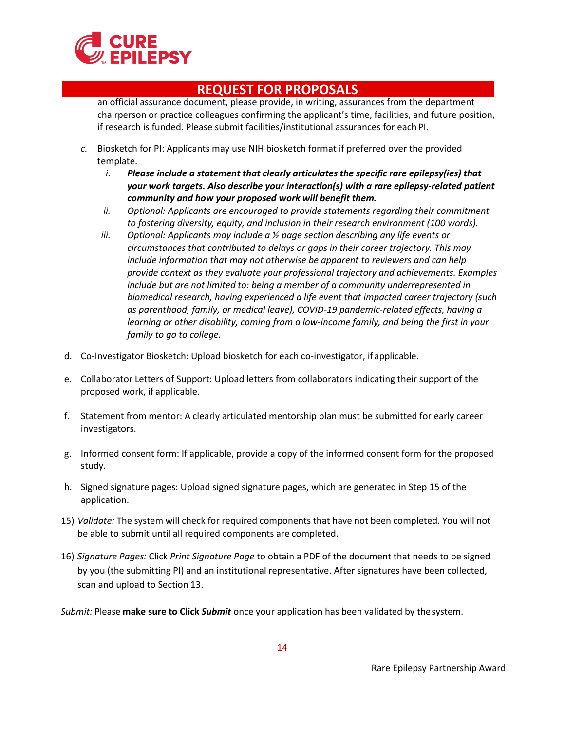an official assurance document, please provide, in writing, assurances from the department chairperson or practice colleagues confirming the applicant's time, facilities, and future position, if research is funded. Please submit facilities/institutional assurances for each PI.

*c.* Biosketch for PI: Applicants may use NIH biosketch format if preferred over the provided template.

   *i.* ***Please include a statement that clearly articulates the specific rare epilepsy(ies) that your work targets. Also describe your interaction(s) with a rare epilepsy-related patient community and how your proposed work will benefit them.***

   *ii.* *Optional: Applicants are encouraged to provide statements regarding their commitment to fostering diversity, equity, and inclusion in their research environment (100 words).*

   *iii.* *Optional: Applicants may include a ½ page section describing any life events or circumstances that contributed to delays or gaps in their career trajectory. This may include information that may not otherwise be apparent to reviewers and can help provide context as they evaluate your professional trajectory and achievements. Examples include but are not limited to: being a member of a community underrepresented in biomedical research, having experienced a life event that impacted career trajectory (such as parenthood, family, or medical leave), COVID-19 pandemic-related effects, having a learning or other disability, coming from a low-income family, and being the first in your family to go to college.*

d. Co-Investigator Biosketch: Upload biosketch for each co-investigator, if applicable.

e. Collaborator Letters of Support: Upload letters from collaborators indicating their support of the proposed work, if applicable.

f. Statement from mentor: A clearly articulated mentorship plan must be submitted for early career investigators.

g. Informed consent form: If applicable, provide a copy of the informed consent form for the proposed study.

h. Signed signature pages: Upload signed signature pages, which are generated in Step 15 of the application.

15) *Validate:* The system will check for required components that have not been completed. You will not be able to submit until all required components are completed.

16) *Signature Pages:* Click *Print Signature Page* to obtain a PDF of the document that needs to be signed by you (the submitting PI) and an institutional representative. After signatures have been collected, scan and upload to Section 13.

*Submit:* Please **make sure to Click *Submit*** once your application has been validated by the system.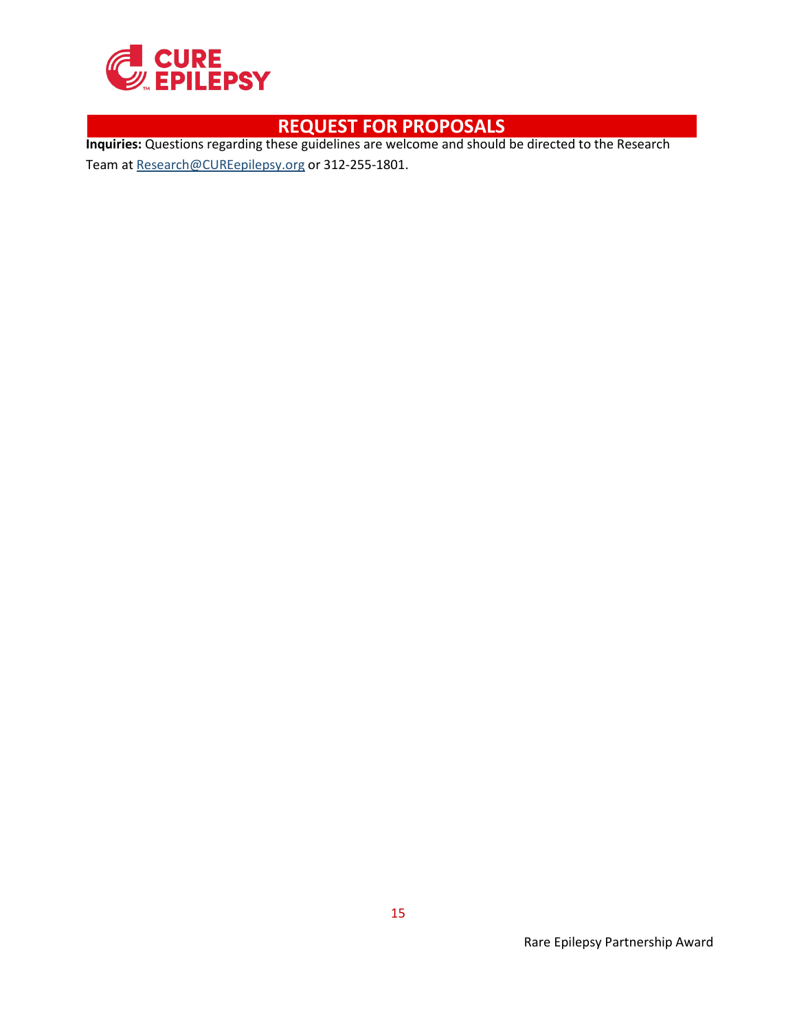# REQUEST FOR PROPOSALS

**Inquiries:** Questions regarding these guidelines are welcome and should be directed to the Research Team at Research@CUREepilepsy.org or 312-255-1801.